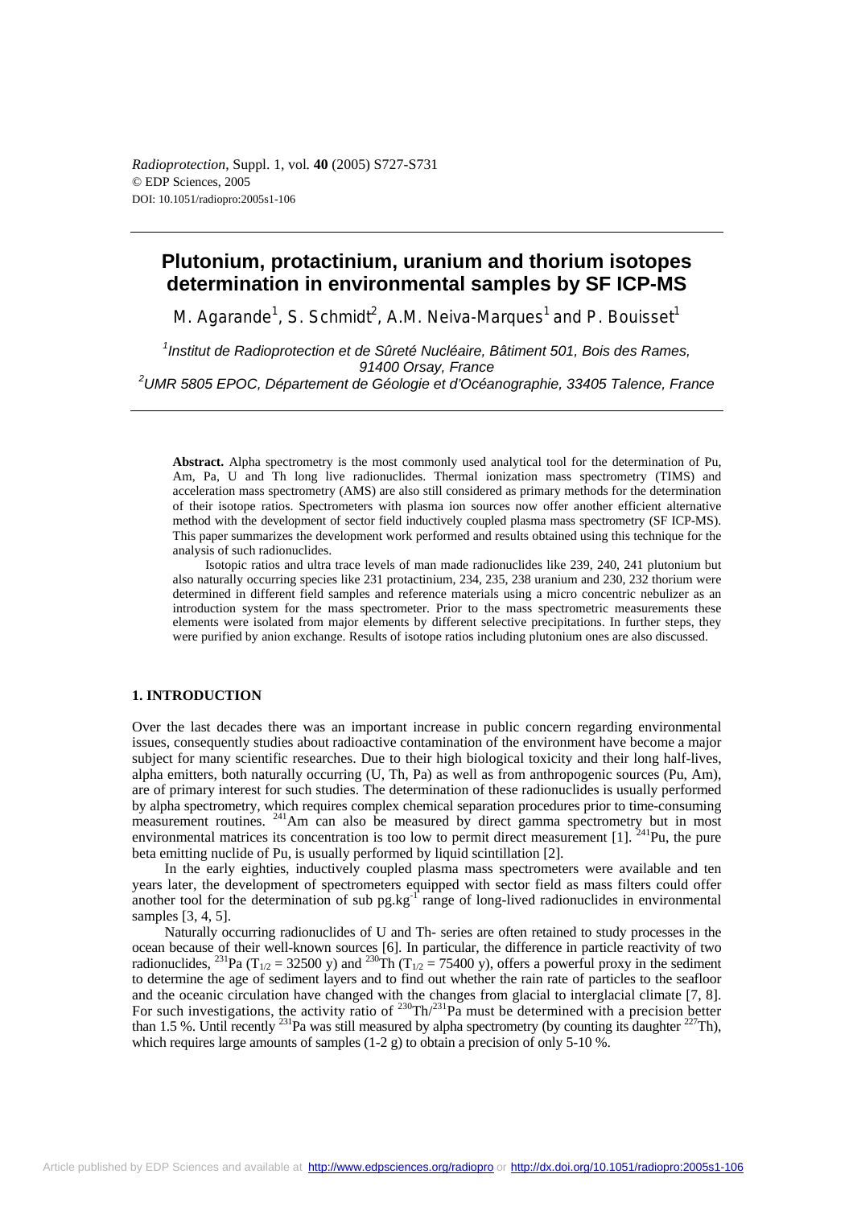# Plutonium, protactinium, uranium and thorium isotopes determination in environmental samples by SF ICP-MS

M. Agarande[1], S. Schmidt[2], A.M. Neiva-Marques[1] and P. Bouisset[1]

[1]*Institut de Radioprotection et de Sûreté Nucléaire, Bâtiment 501, Bois des Rames, 91400 Orsay, France*

[2]*UMR 5805 EPOC, Département de Géologie et d'Océanographie, 33405 Talence, France*

**Abstract.** Alpha spectrometry is the most commonly used analytical tool for the determination of Pu, Am, Pa, U and Th long live radionuclides. Thermal ionization mass spectrometry (TIMS) and acceleration mass spectrometry (AMS) are also still considered as primary methods for the determination of their isotope ratios. Spectrometers with plasma ion sources now offer another efficient alternative method with the development of sector field inductively coupled plasma mass spectrometry (SF ICP-MS). This paper summarizes the development work performed and results obtained using this technique for the analysis of such radionuclides.

Isotopic ratios and ultra trace levels of man made radionuclides like 239, 240, 241 plutonium but also naturally occurring species like 231 protactinium, 234, 235, 238 uranium and 230, 232 thorium were determined in different field samples and reference materials using a micro concentric nebulizer as an introduction system for the mass spectrometer. Prior to the mass spectrometric measurements these elements were isolated from major elements by different selective precipitations. In further steps, they were purified by anion exchange. Results of isotope ratios including plutonium ones are also discussed.

## 1. INTRODUCTION

Over the last decades there was an important increase in public concern regarding environmental issues, consequently studies about radioactive contamination of the environment have become a major subject for many scientific researches. Due to their high biological toxicity and their long half-lives, alpha emitters, both naturally occurring (U, Th, Pa) as well as from anthropogenic sources (Pu, Am), are of primary interest for such studies. The determination of these radionuclides is usually performed by alpha spectrometry, which requires complex chemical separation procedures prior to time-consuming measurement routines. $^{241}$Am can also be measured by direct gamma spectrometry but in most environmental matrices its concentration is too low to permit direct measurement [1]. $^{241}$Pu, the pure beta emitting nuclide of Pu, is usually performed by liquid scintillation [2].

In the early eighties, inductively coupled plasma mass spectrometers were available and ten years later, the development of spectrometers equipped with sector field as mass filters could offer another tool for the determination of sub pg.kg$^{-1}$ range of long-lived radionuclides in environmental samples [3, 4, 5].

Naturally occurring radionuclides of U and Th- series are often retained to study processes in the ocean because of their well-known sources [6]. In particular, the difference in particle reactivity of two radionuclides, $^{231}$Pa ($T_{1/2}$ = 32500 y) and $^{230}$Th ($T_{1/2}$ = 75400 y), offers a powerful proxy in the sediment to determine the age of sediment layers and to find out whether the rain rate of particles to the seafloor and the oceanic circulation have changed with the changes from glacial to interglacial climate [7, 8]. For such investigations, the activity ratio of $^{230}$Th/$^{231}$Pa must be determined with a precision better than 1.5 %. Until recently $^{231}$Pa was still measured by alpha spectrometry (by counting its daughter $^{227}$Th), which requires large amounts of samples (1-2 g) to obtain a precision of only 5-10 %.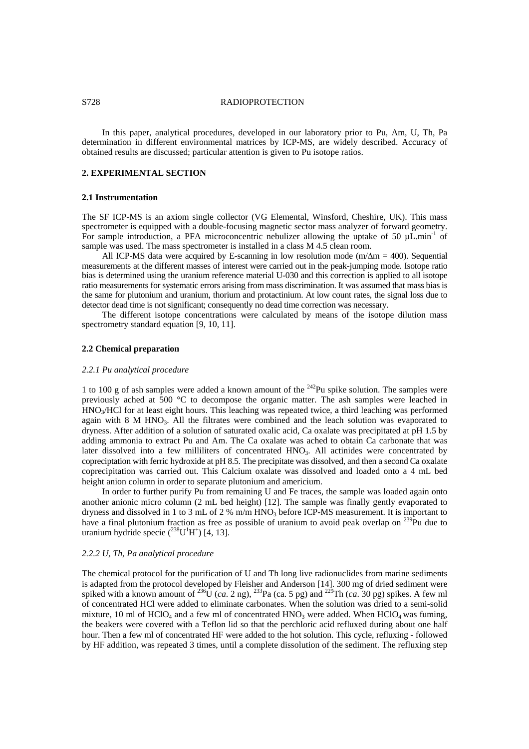In this paper, analytical procedures, developed in our laboratory prior to Pu, Am, U, Th, Pa determination in different environmental matrices by ICP-MS, are widely described. Accuracy of obtained results are discussed; particular attention is given to Pu isotope ratios.

## 2. EXPERIMENTAL SECTION

### 2.1 Instrumentation

The SF ICP-MS is an axiom single collector (VG Elemental, Winsford, Cheshire, UK). This mass spectrometer is equipped with a double-focusing magnetic sector mass analyzer of forward geometry. For sample introduction, a PFA microconcentric nebulizer allowing the uptake of 50 $\mu L.min^{-1}$ of sample was used. The mass spectrometer is installed in a class M 4.5 clean room.

All ICP-MS data were acquired by E-scanning in low resolution mode ($m/\Delta m = 400$). Sequential measurements at the different masses of interest were carried out in the peak-jumping mode. Isotope ratio bias is determined using the uranium reference material U-030 and this correction is applied to all isotope ratio measurements for systematic errors arising from mass discrimination. It was assumed that mass bias is the same for plutonium and uranium, thorium and protactinium. At low count rates, the signal loss due to detector dead time is not significant; consequently no dead time correction was necessary.

The different isotope concentrations were calculated by means of the isotope dilution mass spectrometry standard equation [9, 10, 11].

### 2.2 Chemical preparation

#### *2.2.1 Pu analytical procedure*

1 to 100 g of ash samples were added a known amount of the $^{242}Pu$ spike solution. The samples were previously ached at 500 °C to decompose the organic matter. The ash samples were leached in $HNO_3/HCl$ for at least eight hours. This leaching was repeated twice, a third leaching was performed again with 8 M $HNO_3$. All the filtrates were combined and the leach solution was evaporated to dryness. After addition of a solution of saturated oxalic acid, Ca oxalate was precipitated at pH 1.5 by adding ammonia to extract Pu and Am. The Ca oxalate was ached to obtain Ca carbonate that was later dissolved into a few milliliters of concentrated $HNO_3$. All actinides were concentrated by coprecipitation with ferric hydroxide at pH 8.5. The precipitate was dissolved, and then a second Ca oxalate coprecipitation was carried out. This Calcium oxalate was dissolved and loaded onto a 4 mL bed height anion column in order to separate plutonium and americium.

In order to further purify Pu from remaining U and Fe traces, the sample was loaded again onto another anionic micro column (2 mL bed height) [12]. The sample was finally gently evaporated to dryness and dissolved in 1 to 3 mL of 2 % m/m $HNO_3$ before ICP-MS measurement. It is important to have a final plutonium fraction as free as possible of uranium to avoid peak overlap on $^{239}Pu$ due to uranium hydride specie ($^{238}U^{1}H^{+}$) [4, 13].

#### *2.2.2 U, Th, Pa analytical procedure*

The chemical protocol for the purification of U and Th long live radionuclides from marine sediments is adapted from the protocol developed by Fleisher and Anderson [14]. 300 mg of dried sediment were spiked with a known amount of $^{236}U$ (*ca*. 2 ng), $^{233}Pa$ (ca. 5 pg) and $^{229}Th$ (*ca*. 30 pg) spikes. A few ml of concentrated HCl were added to eliminate carbonates. When the solution was dried to a semi-solid mixture, 10 ml of $HClO_4$ and a few ml of concentrated $HNO_3$ were added. When $HClO_4$ was fuming, the beakers were covered with a Teflon lid so that the perchloric acid refluxed during about one half hour. Then a few ml of concentrated HF were added to the hot solution. This cycle, refluxing - followed by HF addition, was repeated 3 times, until a complete dissolution of the sediment. The refluxing step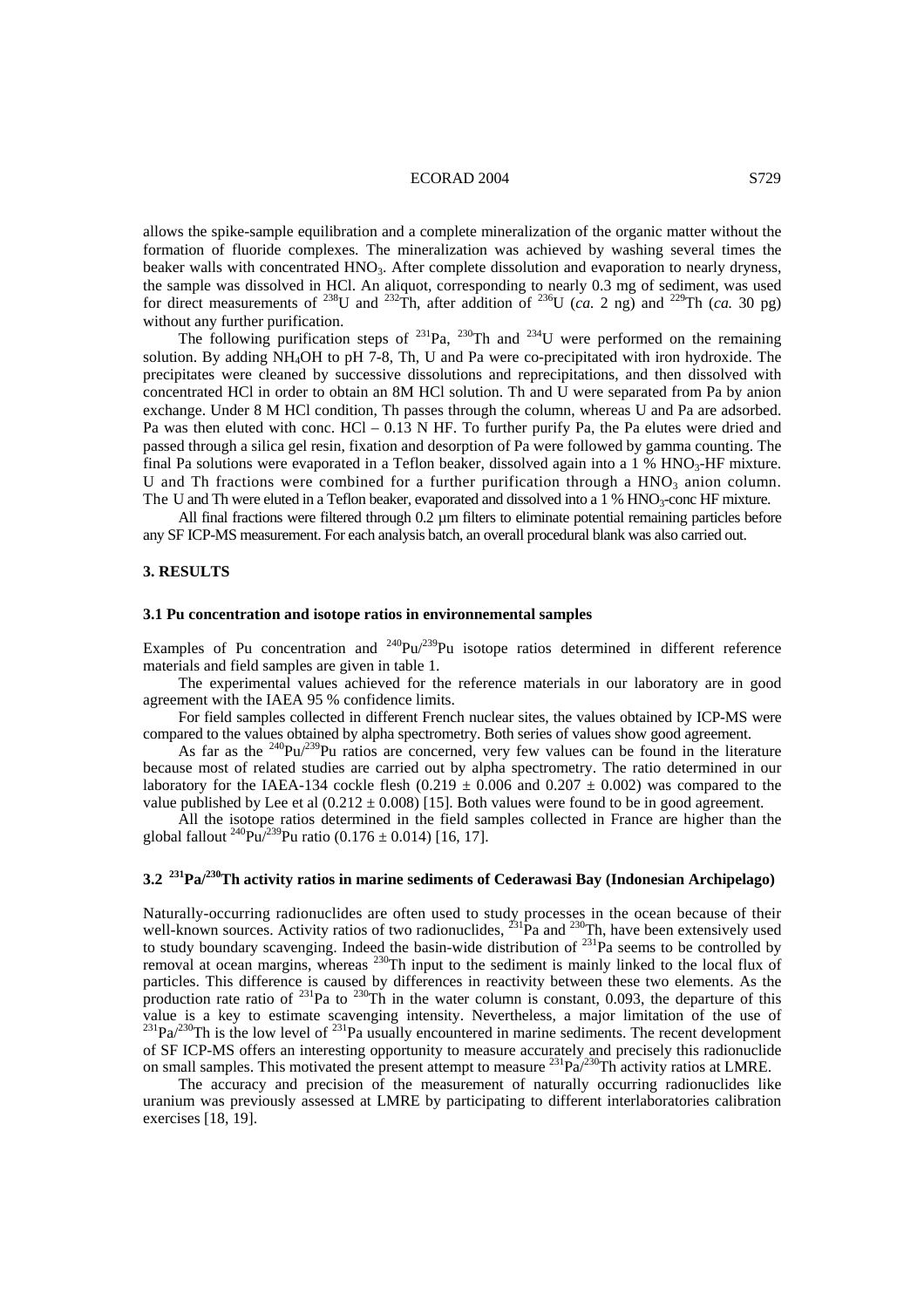allows the spike-sample equilibration and a complete mineralization of the organic matter without the formation of fluoride complexes. The mineralization was achieved by washing several times the beaker walls with concentrated $HNO_3$. After complete dissolution and evaporation to nearly dryness, the sample was dissolved in HCl. An aliquot, corresponding to nearly 0.3 mg of sediment, was used for direct measurements of $^{238}$U and $^{232}$Th, after addition of $^{236}$U (*ca.* 2 ng) and $^{229}$Th (*ca.* 30 pg) without any further purification.

The following purification steps of $^{231}$Pa, $^{230}$Th and $^{234}$U were performed on the remaining solution. By adding $NH_4OH$ to pH 7-8, Th, U and Pa were co-precipitated with iron hydroxide. The precipitates were cleaned by successive dissolutions and reprecipitations, and then dissolved with concentrated HCl in order to obtain an 8M HCl solution. Th and U were separated from Pa by anion exchange. Under 8 M HCl condition, Th passes through the column, whereas U and Pa are adsorbed. Pa was then eluted with conc. HCl – 0.13 N HF. To further purify Pa, the Pa elutes were dried and passed through a silica gel resin, fixation and desorption of Pa were followed by gamma counting. The final Pa solutions were evaporated in a Teflon beaker, dissolved again into a 1 % $HNO_3$-HF mixture. U and Th fractions were combined for a further purification through a $HNO_3$ anion column. The U and Th were eluted in a Teflon beaker, evaporated and dissolved into a 1 % $HNO_3$-conc HF mixture.

All final fractions were filtered through 0.2 µm filters to eliminate potential remaining particles before any SF ICP-MS measurement. For each analysis batch, an overall procedural blank was also carried out.

## 3. RESULTS

### 3.1 Pu concentration and isotope ratios in environnemental samples

Examples of Pu concentration and $^{240}$Pu/$^{239}$Pu isotope ratios determined in different reference materials and field samples are given in table 1.

The experimental values achieved for the reference materials in our laboratory are in good agreement with the IAEA 95 % confidence limits.

For field samples collected in different French nuclear sites, the values obtained by ICP-MS were compared to the values obtained by alpha spectrometry. Both series of values show good agreement.

As far as the $^{240}$Pu/$^{239}$Pu ratios are concerned, very few values can be found in the literature because most of related studies are carried out by alpha spectrometry. The ratio determined in our laboratory for the IAEA-134 cockle flesh ($0.219 \pm 0.006$ and $0.207 \pm 0.002$) was compared to the value published by Lee et al ($0.212 \pm 0.008$) [15]. Both values were found to be in good agreement.

All the isotope ratios determined in the field samples collected in France are higher than the global fallout $^{240}$Pu/$^{239}$Pu ratio ($0.176 \pm 0.014$) [16, 17].

### 3.2 $^{231}$Pa/$^{230}$Th activity ratios in marine sediments of Cederawasi Bay (Indonesian Archipelago)

Naturally-occurring radionuclides are often used to study processes in the ocean because of their well-known sources. Activity ratios of two radionuclides, $^{231}$Pa and $^{230}$Th, have been extensively used to study boundary scavenging. Indeed the basin-wide distribution of $^{231}$Pa seems to be controlled by removal at ocean margins, whereas $^{230}$Th input to the sediment is mainly linked to the local flux of particles. This difference is caused by differences in reactivity between these two elements. As the production rate ratio of $^{231}$Pa to $^{230}$Th in the water column is constant, 0.093, the departure of this value is a key to estimate scavenging intensity. Nevertheless, a major limitation of the use of $^{231}$Pa/$^{230}$Th is the low level of $^{231}$Pa usually encountered in marine sediments. The recent development of SF ICP-MS offers an interesting opportunity to measure accurately and precisely this radionuclide on small samples. This motivated the present attempt to measure $^{231}$Pa/$^{230}$Th activity ratios at LMRE.

The accuracy and precision of the measurement of naturally occurring radionuclides like uranium was previously assessed at LMRE by participating to different interlaboratories calibration exercises [18, 19].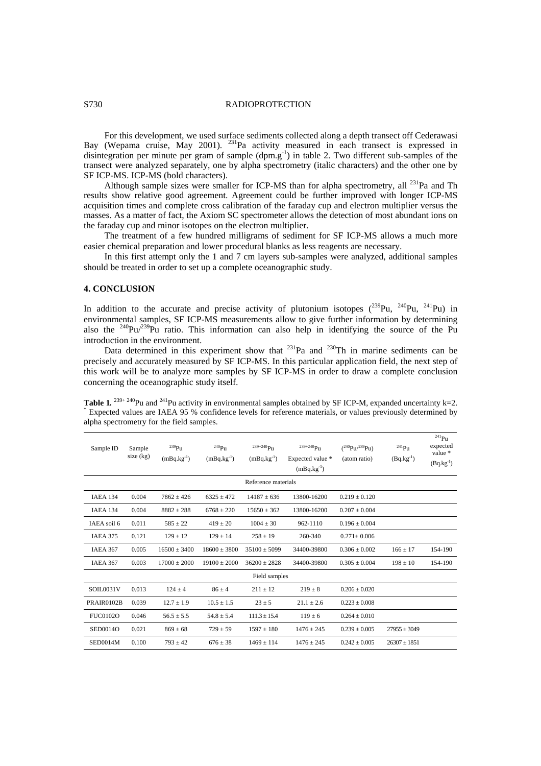For this development, we used surface sediments collected along a depth transect off Cederawasi Bay (Wepama cruise, May 2001). $^{231}$Pa activity measured in each transect is expressed in disintegration per minute per gram of sample (dpm.g$^{-1}$) in table 2. Two different sub-samples of the transect were analyzed separately, one by alpha spectrometry (italic characters) and the other one by SF ICP-MS. ICP-MS (bold characters).

Although sample sizes were smaller for ICP-MS than for alpha spectrometry, all $^{231}$Pa and Th results show relative good agreement. Agreement could be further improved with longer ICP-MS acquisition times and complete cross calibration of the faraday cup and electron multiplier versus the masses. As a matter of fact, the Axiom SC spectrometer allows the detection of most abundant ions on the faraday cup and minor isotopes on the electron multiplier.

The treatment of a few hundred milligrams of sediment for SF ICP-MS allows a much more easier chemical preparation and lower procedural blanks as less reagents are necessary.

In this first attempt only the 1 and 7 cm layers sub-samples were analyzed, additional samples should be treated in order to set up a complete oceanographic study.

## 4. CONCLUSION

In addition to the accurate and precise activity of plutonium isotopes ($^{239}$Pu, $^{240}$Pu, $^{241}$Pu) in environmental samples, SF ICP-MS measurements allow to give further information by determining also the $^{240}$Pu/$^{239}$Pu ratio. This information can also help in identifying the source of the Pu introduction in the environment.

Data determined in this experiment show that $^{231}$Pa and $^{230}$Th in marine sediments can be precisely and accurately measured by SF ICP-MS. In this particular application field, the next step of this work will be to analyze more samples by SF ICP-MS in order to draw a complete conclusion concerning the oceanographic study itself.

**Table 1.** $^{239+240}$Pu and $^{241}$Pu activity in environmental samples obtained by SF ICP-M, expanded uncertainty k=2. * Expected values are IAEA 95 % confidence levels for reference materials, or values previously determined by alpha spectrometry for the field samples.

| Sample ID | Sample size (kg) | $^{239}$Pu (mBq.kg$^{-1}$) | $^{240}$Pu (mBq.kg$^{-1}$) | $^{239+240}$Pu (mBq.kg$^{-1}$) | $^{239+240}$Pu Expected value * (mBq.kg$^{-1}$) | ($^{240}$Pu/$^{239}$Pu) (atom ratio) | $^{241}$Pu (Bq.kg$^{-1}$) | $^{241}$Pu expected value * (Bq.kg$^{-1}$) |
|---|---|---|---|---|---|---|---|---|
| | | | | Reference materials | | | | |
| IAEA 134 | 0.004 | 7862 ± 426 | 6325 ± 472 | 14187 ± 636 | 13800-16200 | 0.219 ± 0.120 | | |
| IAEA 134 | 0.004 | 8882 ± 288 | 6768 ± 220 | 15650 ± 362 | 13800-16200 | 0.207 ± 0.004 | | |
| IAEA soil 6 | 0.011 | 585 ± 22 | 419 ± 20 | 1004 ± 30 | 962-1110 | 0.196 ± 0.004 | | |
| IAEA 375 | 0.121 | 129 ± 12 | 129 ± 14 | 258 ± 19 | 260-340 | 0.271± 0.006 | | |
| IAEA 367 | 0.005 | 16500 ± 3400 | 18600 ± 3800 | 35100 ± 5099 | 34400-39800 | 0.306 ± 0.002 | 166 ± 17 | 154-190 |
| IAEA 367 | 0.003 | 17000 ± 2000 | 19100 ± 2000 | 36200 ± 2828 | 34400-39800 | 0.305 ± 0.004 | 198 ± 10 | 154-190 |
| | | | | Field samples | | | | |
| SOIL0031V | 0.013 | 124 ± 4 | 86 ± 4 | 211 ± 12 | 219 ± 8 | 0.206 ± 0.020 | | |
| PRAIR0102B | 0.039 | 12.7 ± 1.9 | 10.5 ± 1.5 | 23 ± 5 | 21.1 ± 2.6 | 0.223 ± 0.008 | | |
| FUC0102O | 0.046 | 56.5 ± 5.5 | 54.8 ± 5.4 | 111.3 ± 15.4 | 119 ± 6 | 0.264 ± 0.010 | | |
| SED0014O | 0.021 | 869 ± 68 | 729 ± 59 | 1597 ± 180 | 1476 ± 245 | 0.239 ± 0.005 | 27955 ± 3049 | |
| SED0014M | 0.100 | 793 ± 42 | 676 ± 38 | 1469 ± 114 | 1476 ± 245 | 0.242 ± 0.005 | 26307 ± 1851 | |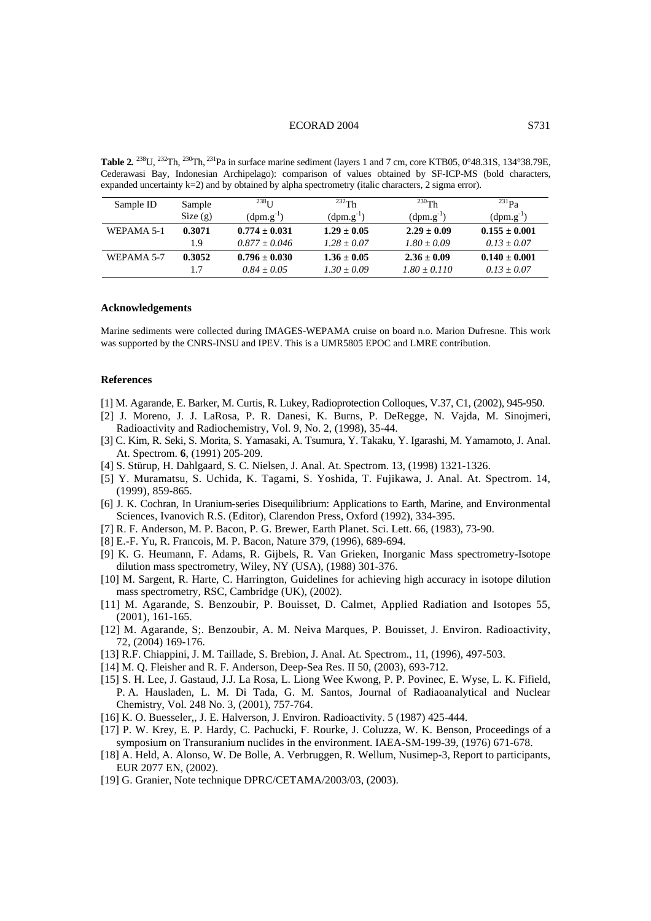**Table 2.** $^{238}U$, $^{232}Th$, $^{230}Th$, $^{231}Pa$ in surface marine sediment (layers 1 and 7 cm, core KTB05, 0°48.31S, 134°38.79E, Cederawasi Bay, Indonesian Archipelago): comparison of values obtained by SF-ICP-MS (bold characters, expanded uncertainty k=2) and by obtained by alpha spectrometry (italic characters, 2 sigma error).

| Sample ID | Sample Size (g) | $^{238}U$ ($dpm.g^{-1}$) | $^{232}Th$ ($dpm.g^{-1}$) | $^{230}Th$ ($dpm.g^{-1}$) | $^{231}Pa$ ($dpm.g^{-1}$) |
|---|---|---|---|---|---|
| WEPAMA 5-1 | **0.3071** | **0.774 ± 0.031** | **1.29 ± 0.05** | **2.29 ± 0.09** | **0.155 ± 0.001** |
| | 1.9 | *0.877 ± 0.046* | *1.28 ± 0.07* | *1.80 ± 0.09* | *0.13 ± 0.07* |
| WEPAMA 5-7 | **0.3052** | **0.796 ± 0.030** | **1.36 ± 0.05** | **2.36 ± 0.09** | **0.140 ± 0.001** |
| | 1.7 | *0.84 ± 0.05* | *1.30 ± 0.09* | *1.80 ± 0.110* | *0.13 ± 0.07* |

### Acknowledgements

Marine sediments were collected during IMAGES-WEPAMA cruise on board n.o. Marion Dufresne. This work was supported by the CNRS-INSU and IPEV. This is a UMR5805 EPOC and LMRE contribution.

### References

[1] M. Agarande, E. Barker, M. Curtis, R. Lukey, Radioprotection Colloques, V.37, C1, (2002), 945-950.

[2] J. Moreno, J. J. LaRosa, P. R. Danesi, K. Burns, P. DeRegge, N. Vajda, M. Sinojmeri, Radioactivity and Radiochemistry, Vol. 9, No. 2, (1998), 35-44.

[3] C. Kim, R. Seki, S. Morita, S. Yamasaki, A. Tsumura, Y. Takaku, Y. Igarashi, M. Yamamoto, J. Anal. At. Spectrom. **6**, (1991) 205-209.

[4] S. Stürup, H. Dahlgaard, S. C. Nielsen, J. Anal. At. Spectrom. 13, (1998) 1321-1326.

[5] Y. Muramatsu, S. Uchida, K. Tagami, S. Yoshida, T. Fujikawa, J. Anal. At. Spectrom. 14, (1999), 859-865.

[6] J. K. Cochran, In Uranium-series Disequilibrium: Applications to Earth, Marine, and Environmental Sciences, Ivanovich R.S. (Editor), Clarendon Press, Oxford (1992), 334-395.

[7] R. F. Anderson, M. P. Bacon, P. G. Brewer, Earth Planet. Sci. Lett. 66, (1983), 73-90.

[8] E.-F. Yu, R. Francois, M. P. Bacon, Nature 379, (1996), 689-694.

[9] K. G. Heumann, F. Adams, R. Gijbels, R. Van Grieken, Inorganic Mass spectrometry-Isotope dilution mass spectrometry, Wiley, NY (USA), (1988) 301-376.

[10] M. Sargent, R. Harte, C. Harrington, Guidelines for achieving high accuracy in isotope dilution mass spectrometry, RSC, Cambridge (UK), (2002).

[11] M. Agarande, S. Benzoubir, P. Bouisset, D. Calmet, Applied Radiation and Isotopes 55, (2001), 161-165.

[12] M. Agarande, S;. Benzoubir, A. M. Neiva Marques, P. Bouisset, J. Environ. Radioactivity, 72, (2004) 169-176.

[13] R.F. Chiappini, J. M. Taillade, S. Brebion, J. Anal. At. Spectrom., 11, (1996), 497-503.

[14] M. Q. Fleisher and R. F. Anderson, Deep-Sea Res. II 50, (2003), 693-712.

[15] S. H. Lee, J. Gastaud, J.J. La Rosa, L. Liong Wee Kwong, P. P. Povinec, E. Wyse, L. K. Fifield, P. A. Hausladen, L. M. Di Tada, G. M. Santos, Journal of Radiaoanalytical and Nuclear Chemistry, Vol. 248 No. 3, (2001), 757-764.

[16] K. O. Buesseler,, J. E. Halverson, J. Environ. Radioactivity. 5 (1987) 425-444.

[17] P. W. Krey, E. P. Hardy, C. Pachucki, F. Rourke, J. Coluzza, W. K. Benson, Proceedings of a symposium on Transuranium nuclides in the environment. IAEA-SM-199-39, (1976) 671-678.

[18] A. Held, A. Alonso, W. De Bolle, A. Verbruggen, R. Wellum, Nusimep-3, Report to participants, EUR 2077 EN, (2002).

[19] G. Granier, Note technique DPRC/CETAMA/2003/03, (2003).